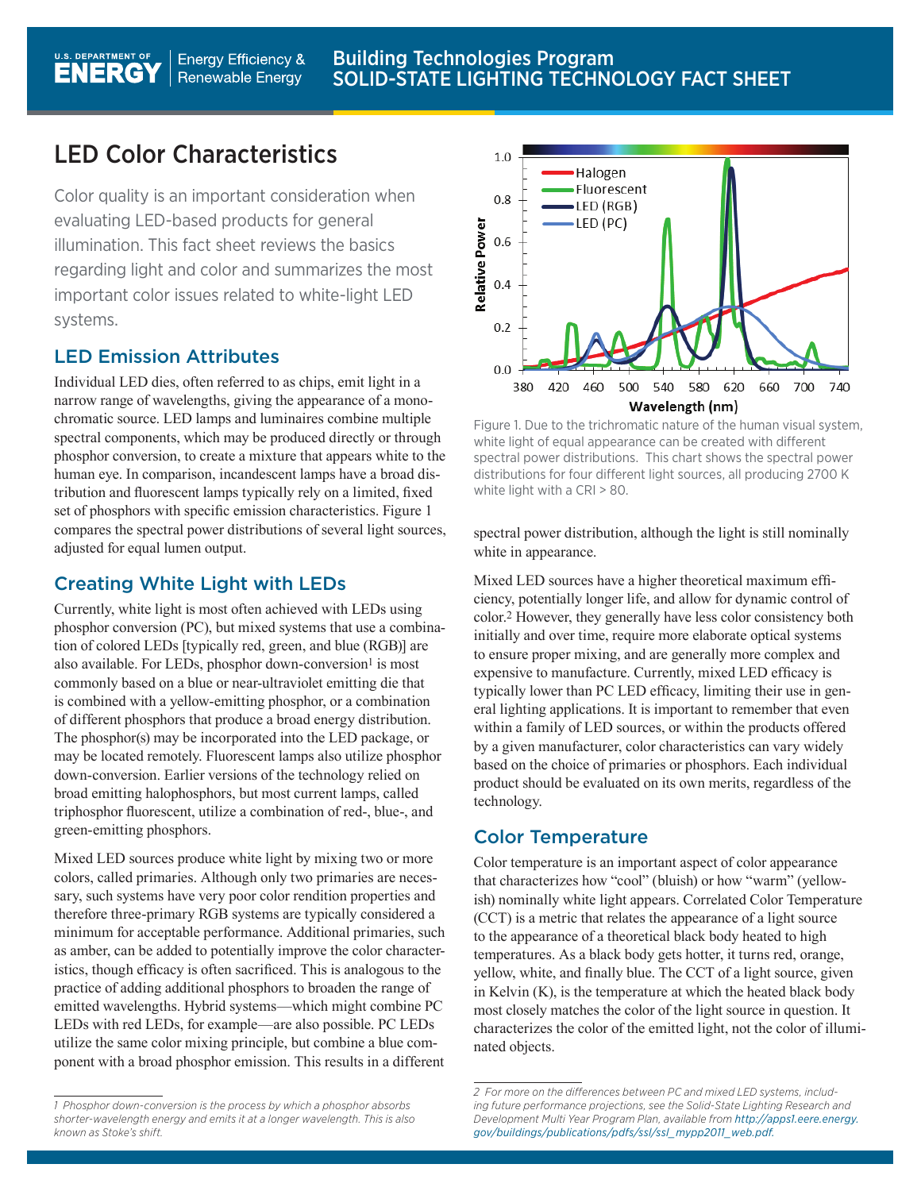# LED Color Characteristics

Color quality is an important consideration when evaluating LED-based products for general illumination. This fact sheet reviews the basics regarding light and color and summarizes the most important color issues related to white-light LED systems.

## LED Emission Attributes

Individual LED dies, often referred to as chips, emit light in a narrow range of wavelengths, giving the appearance of a monochromatic source. LED lamps and luminaires combine multiple spectral components, which may be produced directly or through phosphor conversion, to create a mixture that appears white to the human eye. In comparison, incandescent lamps have a broad distribution and fluorescent lamps typically rely on a limited, fixed set of phosphors with specific emission characteristics. Figure 1 compares the spectral power distributions of several light sources, adjusted for equal lumen output.

## Creating White Light with LEDs

Currently, white light is most often achieved with LEDs using phosphor conversion (PC), but mixed systems that use a combination of colored LEDs [typically red, green, and blue (RGB)] are also available. For LEDs, phosphor down-conversion[1] is most commonly based on a blue or near-ultraviolet emitting die that is combined with a yellow-emitting phosphor, or a combination of different phosphors that produce a broad energy distribution. The phosphor(s) may be incorporated into the LED package, or may be located remotely. Fluorescent lamps also utilize phosphor down-conversion. Earlier versions of the technology relied on broad emitting halophosphors, but most current lamps, called triphosphor fluorescent, utilize a combination of red-, blue-, and green-emitting phosphors.

Mixed LED sources produce white light by mixing two or more colors, called primaries. Although only two primaries are necessary, such systems have very poor color rendition properties and therefore three-primary RGB systems are typically considered a minimum for acceptable performance. Additional primaries, such as amber, can be added to potentially improve the color characteristics, though efficacy is often sacrificed. This is analogous to the practice of adding additional phosphors to broaden the range of emitted wavelengths. Hybrid systems—which might combine PC LEDs with red LEDs, for example—are also possible. PC LEDs utilize the same color mixing principle, but combine a blue component with a broad phosphor emission. This results in a different spectral power distribution, although the light is still nominally white in appearance.

Relative Power
1.0
0.8
0.6
0.4
0.2
0.0
Halogen
Fluorescent
LED (RGB)
LED (PC)
380 420 460 500 540 580 620 660 700 740
Wavelength (nm)

Figure 1. Due to the trichromatic nature of the human visual system, white light of equal appearance can be created with different spectral power distributions. This chart shows the spectral power distributions for four different light sources, all producing 2700 K white light with a CRI > 80.

Mixed LED sources have a higher theoretical maximum efficiency, potentially longer life, and allow for dynamic control of color.[2] However, they generally have less color consistency both initially and over time, require more elaborate optical systems to ensure proper mixing, and are generally more complex and expensive to manufacture. Currently, mixed LED efficacy is typically lower than PC LED efficacy, limiting their use in general lighting applications. It is important to remember that even within a family of LED sources, or within the products offered by a given manufacturer, color characteristics can vary widely based on the choice of primaries or phosphors. Each individual product should be evaluated on its own merits, regardless of the technology.

## Color Temperature

Color temperature is an important aspect of color appearance that characterizes how "cool" (bluish) or how "warm" (yellowish) nominally white light appears. Correlated Color Temperature (CCT) is a metric that relates the appearance of a light source to the appearance of a theoretical black body heated to high temperatures. As a black body gets hotter, it turns red, orange, yellow, white, and finally blue. The CCT of a light source, given in Kelvin (K), is the temperature at which the heated black body most closely matches the color of the light source in question. It characterizes the color of the emitted light, not the color of illuminated objects.

---

*1 Phosphor down-conversion is the process by which a phosphor absorbs shorter-wavelength energy and emits it at a longer wavelength. This is also known as Stoke's shift.*

*2 For more on the differences between PC and mixed LED systems, including future performance projections, see the Solid-State Lighting Research and Development Multi Year Program Plan, available from http://apps1.eere.energy.gov/buildings/publications/pdfs/ssl/ssl_mypp2011_web.pdf.*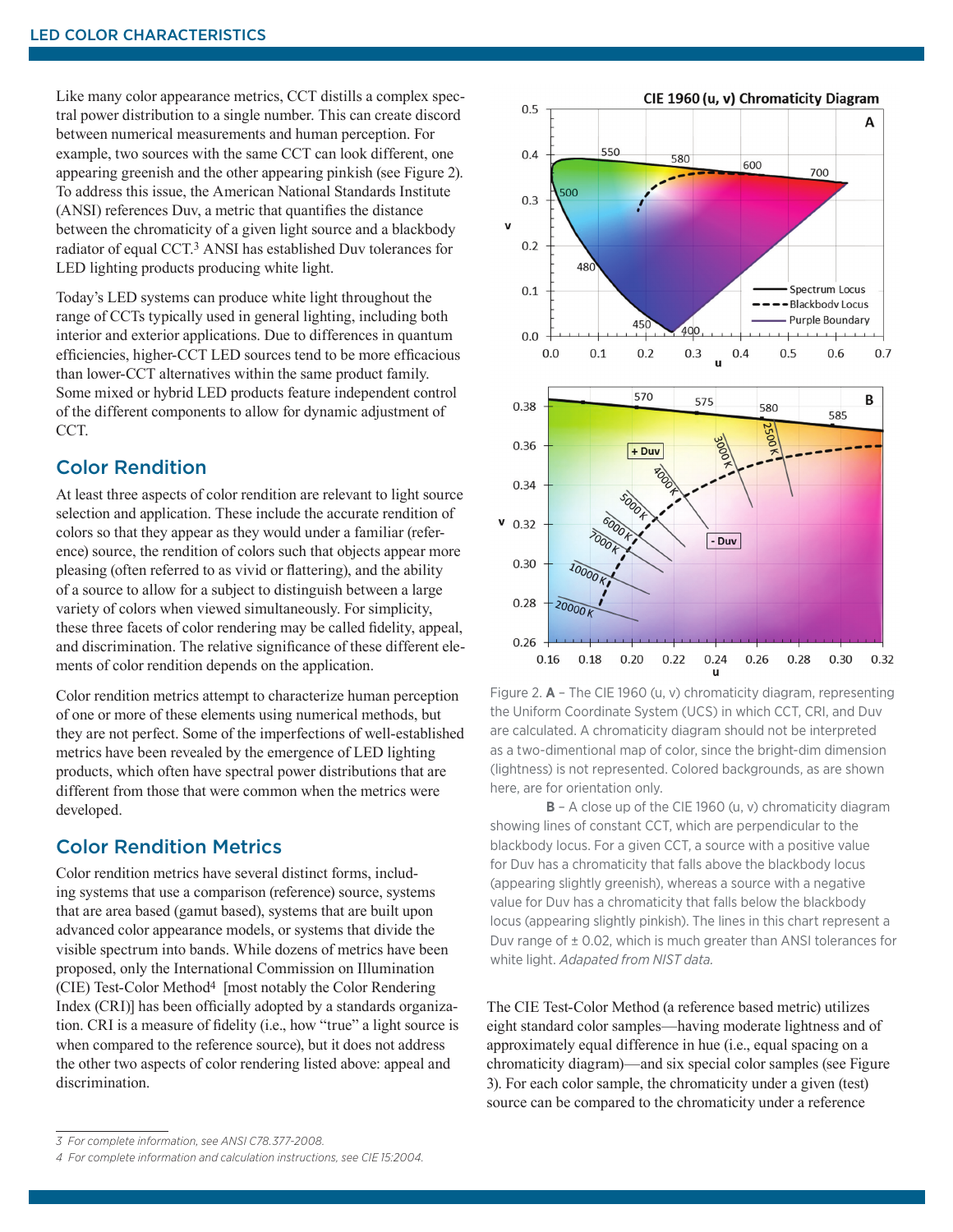Like many color appearance metrics, CCT distills a complex spectral power distribution to a single number. This can create discord between numerical measurements and human perception. For example, two sources with the same CCT can look different, one appearing greenish and the other appearing pinkish (see Figure 2). To address this issue, the American National Standards Institute (ANSI) references Duv, a metric that quantifies the distance between the chromaticity of a given light source and a blackbody radiator of equal CCT.[3] ANSI has established Duv tolerances for LED lighting products producing white light.

Today's LED systems can produce white light throughout the range of CCTs typically used in general lighting, including both interior and exterior applications. Due to differences in quantum efficiencies, higher-CCT LED sources tend to be more efficacious than lower-CCT alternatives within the same product family. Some mixed or hybrid LED products feature independent control of the different components to allow for dynamic adjustment of CCT.

## Color Rendition

At least three aspects of color rendition are relevant to light source selection and application. These include the accurate rendition of colors so that they appear as they would under a familiar (reference) source, the rendition of colors such that objects appear more pleasing (often referred to as vivid or flattering), and the ability of a source to allow for a subject to distinguish between a large variety of colors when viewed simultaneously. For simplicity, these three facets of color rendering may be called fidelity, appeal, and discrimination. The relative significance of these different elements of color rendition depends on the application.

Color rendition metrics attempt to characterize human perception of one or more of these elements using numerical methods, but they are not perfect. Some of the imperfections of well-established metrics have been revealed by the emergence of LED lighting products, which often have spectral power distributions that are different from those that were common when the metrics were developed.

## Color Rendition Metrics

Color rendition metrics have several distinct forms, including systems that use a comparison (reference) source, systems that are area based (gamut based), systems that are built upon advanced color appearance models, or systems that divide the visible spectrum into bands. While dozens of metrics have been proposed, only the International Commission on Illumination (CIE) Test-Color Method[4] [most notably the Color Rendering Index (CRI)] has been officially adopted by a standards organization. CRI is a measure of fidelity (i.e., how "true" a light source is when compared to the reference source), but it does not address the other two aspects of color rendering listed above: appeal and discrimination.

CIE 1960 (u, v) Chromaticity Diagram

A

550
580
600
700
500
480
450
400

Spectrum Locus
Blackbody Locus
Purple Boundary

B

570
575
580
585
+ Duv
- Duv
2500 K
3000 K
4000 K
5000 K
6000 K
7000 K
10000 K
20000 K

Figure 2. **A** – The CIE 1960 (u, v) chromaticity diagram, representing the Uniform Coordinate System (UCS) in which CCT, CRI, and Duv are calculated. A chromaticity diagram should not be interpreted as a two-dimentional map of color, since the bright-dim dimension (lightness) is not represented. Colored backgrounds, as are shown here, are for orientation only.

**B** – A close up of the CIE 1960 (u, v) chromaticity diagram showing lines of constant CCT, which are perpendicular to the blackbody locus. For a given CCT, a source with a positive value for Duv has a chromaticity that falls above the blackbody locus (appearing slightly greenish), whereas a source with a negative value for Duv has a chromaticity that falls below the blackbody locus (appearing slightly pinkish). The lines in this chart represent a Duv range of ± 0.02, which is much greater than ANSI tolerances for white light. *Adapated from NIST data.*

The CIE Test-Color Method (a reference based metric) utilizes eight standard color samples—having moderate lightness and of approximately equal difference in hue (i.e., equal spacing on a chromaticity diagram)—and six special color samples (see Figure 3). For each color sample, the chromaticity under a given (test) source can be compared to the chromaticity under a reference

3 For complete information, see ANSI C78.377-2008.

4 For complete information and calculation instructions, see CIE 15:2004.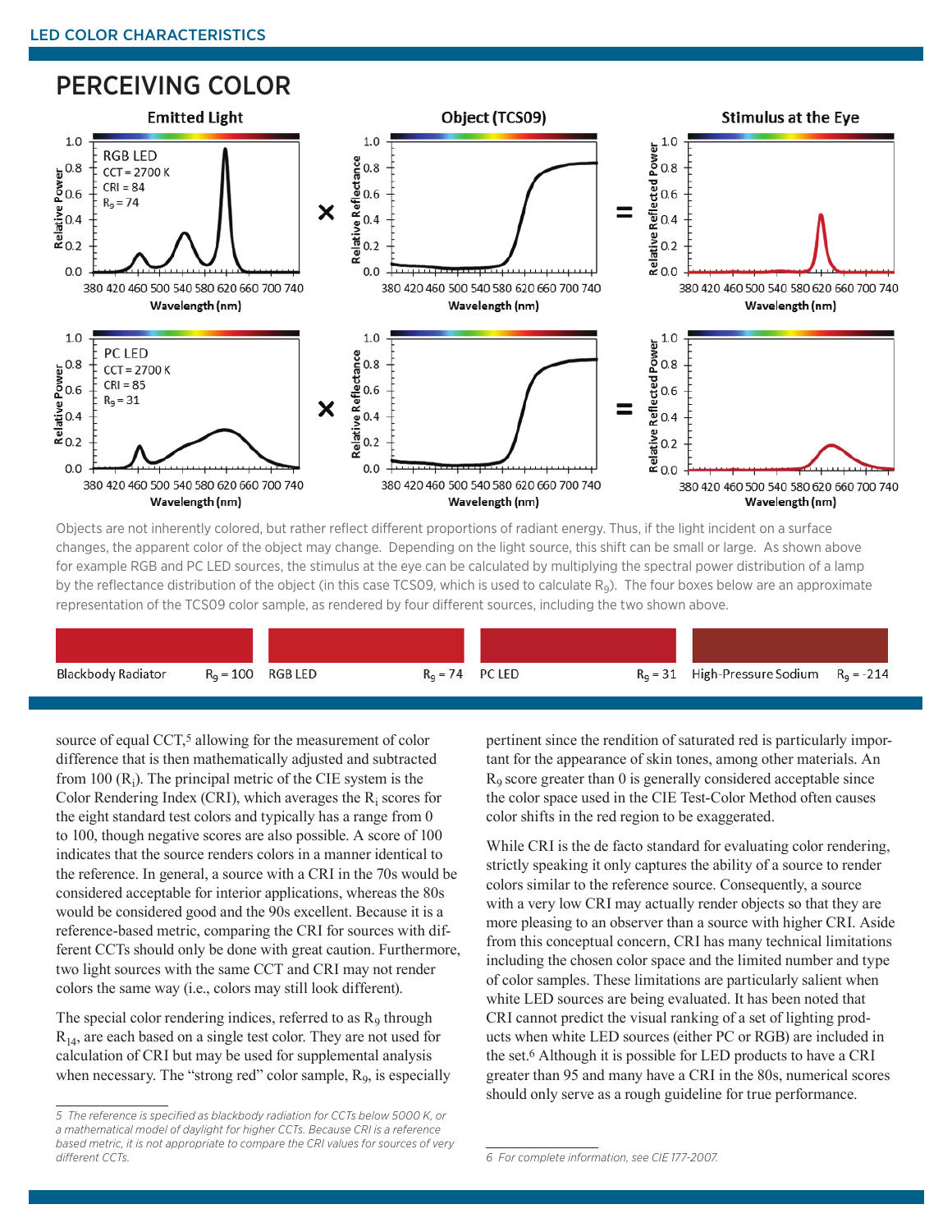## PERCEIVING COLOR

Emitted Light

RGB LED
CCT = 2700 K
CRI = 84
$R_9$ = 74

PC LED
CCT = 2700 K
CRI = 85
$R_9$ = 31

Relative Power

Wavelength (nm)

380 420 460 500 540 580 620 660 700 740

Object (TCS09)

Relative Reflectance

Wavelength (nm)

Stimulus at the Eye

Relative Reflected Power

Wavelength (nm)

Objects are not inherently colored, but rather reflect different proportions of radiant energy. Thus, if the light incident on a surface changes, the apparent color of the object may change. Depending on the light source, this shift can be small or large. As shown above for example RGB and PC LED sources, the stimulus at the eye can be calculated by multiplying the spectral power distribution of a lamp by the reflectance distribution of the object (in this case TCS09, which is used to calculate $R_9$). The four boxes below are an approximate representation of the TCS09 color sample, as rendered by four different sources, including the two shown above.

Blackbody Radiator $R_9$ = 100

RGB LED $R_9$ = 74

PC LED $R_9$ = 31

High-Pressure Sodium $R_9$ = -214

source of equal CCT,[5] allowing for the measurement of color difference that is then mathematically adjusted and subtracted from 100 ($R_i$). The principal metric of the CIE system is the Color Rendering Index (CRI), which averages the $R_i$ scores for the eight standard test colors and typically has a range from 0 to 100, though negative scores are also possible. A score of 100 indicates that the source renders colors in a manner identical to the reference. In general, a source with a CRI in the 70s would be considered acceptable for interior applications, whereas the 80s would be considered good and the 90s excellent. Because it is a reference-based metric, comparing the CRI for sources with different CCTs should only be done with great caution. Furthermore, two light sources with the same CCT and CRI may not render colors the same way (i.e., colors may still look different).

The special color rendering indices, referred to as $R_9$ through $R_{14}$, are each based on a single test color. They are not used for calculation of CRI but may be used for supplemental analysis when necessary. The "strong red" color sample, $R_9$, is especially pertinent since the rendition of saturated red is particularly important for the appearance of skin tones, among other materials. An $R_9$ score greater than 0 is generally considered acceptable since the color space used in the CIE Test-Color Method often causes color shifts in the red region to be exaggerated.

While CRI is the de facto standard for evaluating color rendering, strictly speaking it only captures the ability of a source to render colors similar to the reference source. Consequently, a source with a very low CRI may actually render objects so that they are more pleasing to an observer than a source with higher CRI. Aside from this conceptual concern, CRI has many technical limitations including the chosen color space and the limited number and type of color samples. These limitations are particularly salient when white LED sources are being evaluated. It has been noted that CRI cannot predict the visual ranking of a set of lighting products when white LED sources (either PC or RGB) are included in the set.[6] Although it is possible for LED products to have a CRI greater than 95 and many have a CRI in the 80s, numerical scores should only serve as a rough guideline for true performance.

*5 The reference is specified as blackbody radiation for CCTs below 5000 K, or a mathematical model of daylight for higher CCTs. Because CRI is a reference based metric, it is not appropriate to compare the CRI values for sources of very different CCTs.*

*6 For complete information, see CIE 177-2007.*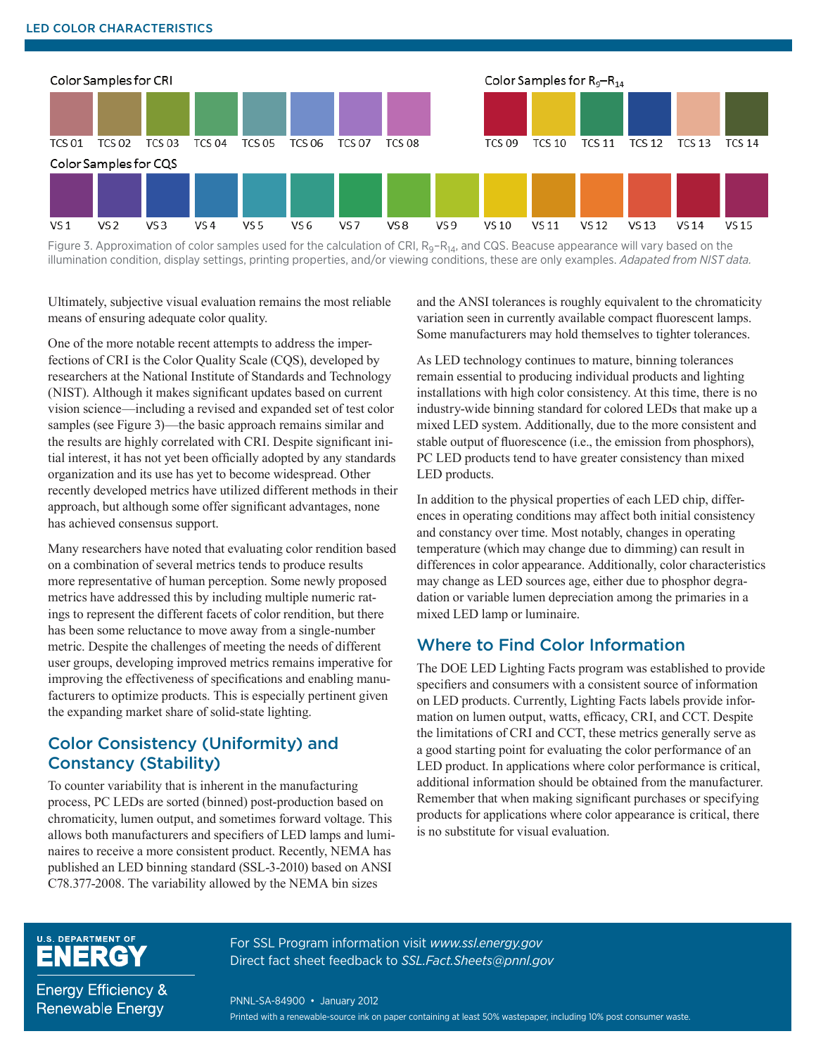Color Samples for CRI

TCS 01 TCS 02 TCS 03 TCS 04 TCS 05 TCS 06 TCS 07 TCS 08

Color Samples for $R_9$–$R_{14}$

TCS 09 TCS 10 TCS 11 TCS 12 TCS 13 TCS 14

Color Samples for CQS

VS 1 VS 2 VS 3 VS 4 VS 5 VS 6 VS 7 VS 8 VS 9 VS 10 VS 11 VS 12 VS 13 VS 14 VS 15

Figure 3. Approximation of color samples used for the calculation of CRI, $R_9$–$R_{14}$, and CQS. Beacuse appearance will vary based on the illumination condition, display settings, printing properties, and/or viewing conditions, these are only examples. *Adapated from NIST data.*

Ultimately, subjective visual evaluation remains the most reliable means of ensuring adequate color quality.

One of the more notable recent attempts to address the imperfections of CRI is the Color Quality Scale (CQS), developed by researchers at the National Institute of Standards and Technology (NIST). Although it makes significant updates based on current vision science—including a revised and expanded set of test color samples (see Figure 3)—the basic approach remains similar and the results are highly correlated with CRI. Despite significant initial interest, it has not yet been officially adopted by any standards organization and its use has yet to become widespread. Other recently developed metrics have utilized different methods in their approach, but although some offer significant advantages, none has achieved consensus support.

Many researchers have noted that evaluating color rendition based on a combination of several metrics tends to produce results more representative of human perception. Some newly proposed metrics have addressed this by including multiple numeric ratings to represent the different facets of color rendition, but there has been some reluctance to move away from a single-number metric. Despite the challenges of meeting the needs of different user groups, developing improved metrics remains imperative for improving the effectiveness of specifications and enabling manufacturers to optimize products. This is especially pertinent given the expanding market share of solid-state lighting.

## Color Consistency (Uniformity) and Constancy (Stability)

To counter variability that is inherent in the manufacturing process, PC LEDs are sorted (binned) post-production based on chromaticity, lumen output, and sometimes forward voltage. This allows both manufacturers and specifiers of LED lamps and luminaires to receive a more consistent product. Recently, NEMA has published an LED binning standard (SSL-3-2010) based on ANSI C78.377-2008. The variability allowed by the NEMA bin sizes and the ANSI tolerances is roughly equivalent to the chromaticity variation seen in currently available compact fluorescent lamps. Some manufacturers may hold themselves to tighter tolerances.

As LED technology continues to mature, binning tolerances remain essential to producing individual products and lighting installations with high color consistency. At this time, there is no industry-wide binning standard for colored LEDs that make up a mixed LED system. Additionally, due to the more consistent and stable output of fluorescence (i.e., the emission from phosphors), PC LED products tend to have greater consistency than mixed LED products.

In addition to the physical properties of each LED chip, differences in operating conditions may affect both initial consistency and constancy over time. Most notably, changes in operating temperature (which may change due to dimming) can result in differences in color appearance. Additionally, color characteristics may change as LED sources age, either due to phosphor degradation or variable lumen depreciation among the primaries in a mixed LED lamp or luminaire.

## Where to Find Color Information

The DOE LED Lighting Facts program was established to provide specifiers and consumers with a consistent source of information on LED products. Currently, Lighting Facts labels provide information on lumen output, watts, efficacy, CRI, and CCT. Despite the limitations of CRI and CCT, these metrics generally serve as a good starting point for evaluating the color performance of an LED product. In applications where color performance is critical, additional information should be obtained from the manufacturer. Remember that when making significant purchases or specifying products for applications where color appearance is critical, there is no substitute for visual evaluation.

U.S. DEPARTMENT OF ENERGY

Energy Efficiency & Renewable Energy

For SSL Program information visit *www.ssl.energy.gov*
Direct fact sheet feedback to *SSL.Fact.Sheets@pnnl.gov*

PNNL-SA-84900 • January 2012

Printed with a renewable-source ink on paper containing at least 50% wastepaper, including 10% post consumer waste.